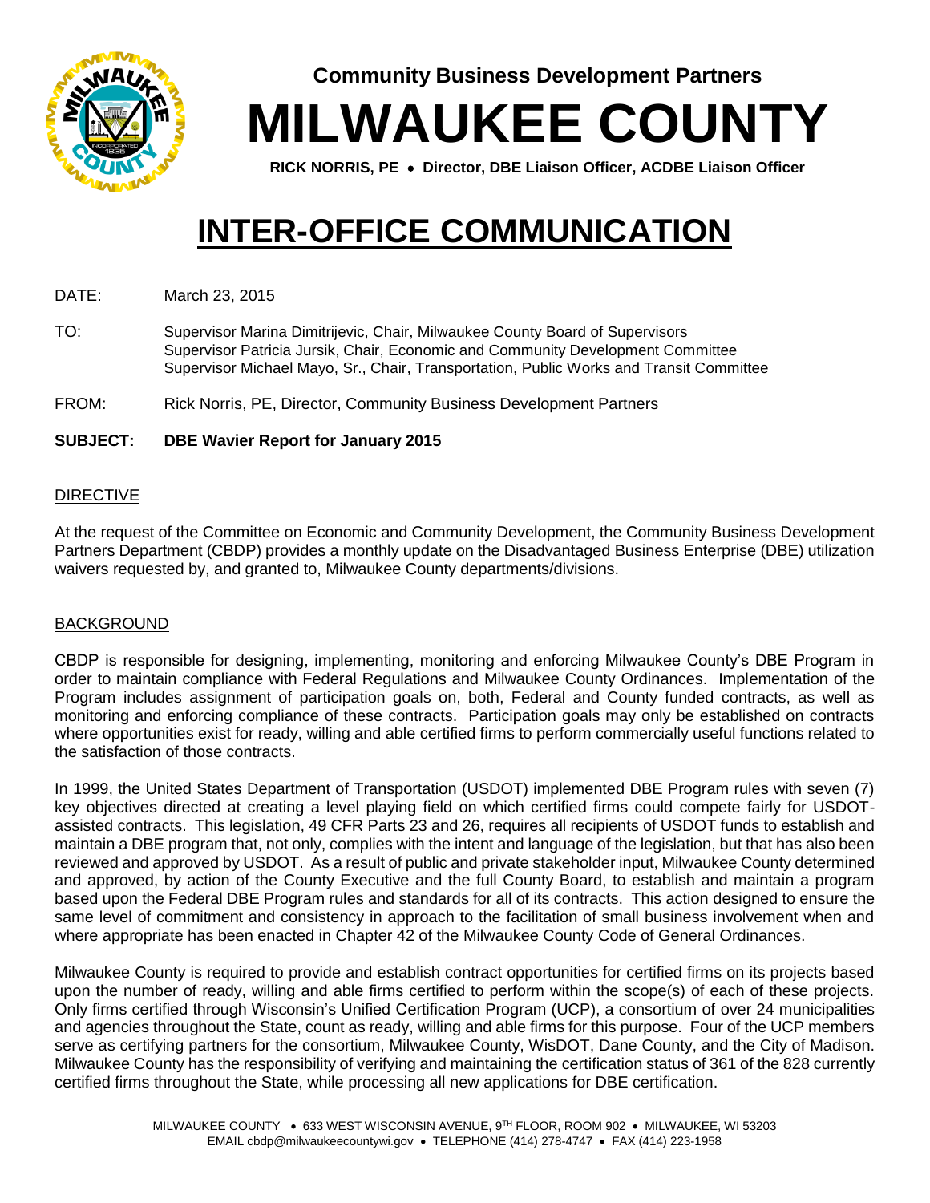**Community Business Development Partners**

# MILWAUKEE COUNTY

**RICK NORRIS, PE • Director, DBE Liaison Officer, ACDBE Liaison Officer**

# INTER-OFFICE COMMUNICATION

DATE: March 23, 2015

TO: Supervisor Marina Dimitrijevic, Chair, Milwaukee County Board of Supervisors
Supervisor Patricia Jursik, Chair, Economic and Community Development Committee
Supervisor Michael Mayo, Sr., Chair, Transportation, Public Works and Transit Committee

FROM: Rick Norris, PE, Director, Community Business Development Partners

**SUBJECT: DBE Wavier Report for January 2015**

## DIRECTIVE

At the request of the Committee on Economic and Community Development, the Community Business Development Partners Department (CBDP) provides a monthly update on the Disadvantaged Business Enterprise (DBE) utilization waivers requested by, and granted to, Milwaukee County departments/divisions.

## BACKGROUND

CBDP is responsible for designing, implementing, monitoring and enforcing Milwaukee County's DBE Program in order to maintain compliance with Federal Regulations and Milwaukee County Ordinances. Implementation of the Program includes assignment of participation goals on, both, Federal and County funded contracts, as well as monitoring and enforcing compliance of these contracts. Participation goals may only be established on contracts where opportunities exist for ready, willing and able certified firms to perform commercially useful functions related to the satisfaction of those contracts.

In 1999, the United States Department of Transportation (USDOT) implemented DBE Program rules with seven (7) key objectives directed at creating a level playing field on which certified firms could compete fairly for USDOT-assisted contracts. This legislation, 49 CFR Parts 23 and 26, requires all recipients of USDOT funds to establish and maintain a DBE program that, not only, complies with the intent and language of the legislation, but that has also been reviewed and approved by USDOT. As a result of public and private stakeholder input, Milwaukee County determined and approved, by action of the County Executive and the full County Board, to establish and maintain a program based upon the Federal DBE Program rules and standards for all of its contracts. This action designed to ensure the same level of commitment and consistency in approach to the facilitation of small business involvement when and where appropriate has been enacted in Chapter 42 of the Milwaukee County Code of General Ordinances.

Milwaukee County is required to provide and establish contract opportunities for certified firms on its projects based upon the number of ready, willing and able firms certified to perform within the scope(s) of each of these projects. Only firms certified through Wisconsin's Unified Certification Program (UCP), a consortium of over 24 municipalities and agencies throughout the State, count as ready, willing and able firms for this purpose. Four of the UCP members serve as certifying partners for the consortium, Milwaukee County, WisDOT, Dane County, and the City of Madison. Milwaukee County has the responsibility of verifying and maintaining the certification status of 361 of the 828 currently certified firms throughout the State, while processing all new applications for DBE certification.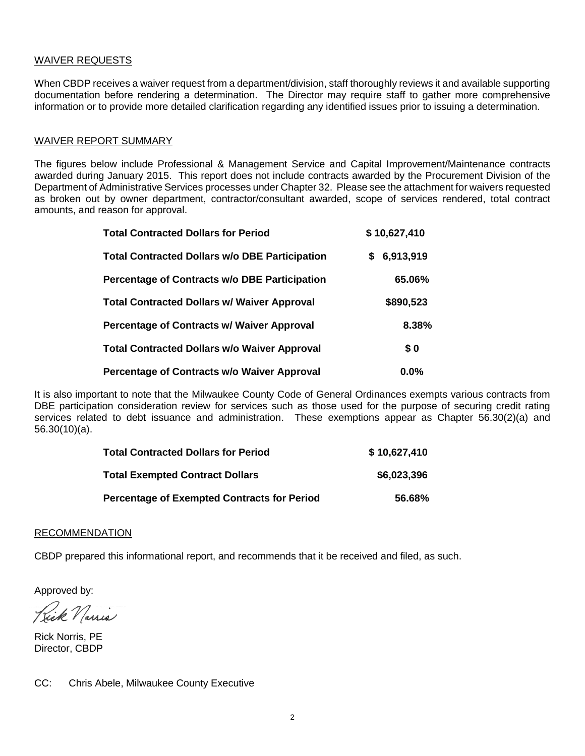## WAIVER REQUESTS

When CBDP receives a waiver request from a department/division, staff thoroughly reviews it and available supporting documentation before rendering a determination. The Director may require staff to gather more comprehensive information or to provide more detailed clarification regarding any identified issues prior to issuing a determination.

## WAIVER REPORT SUMMARY

The figures below include Professional & Management Service and Capital Improvement/Maintenance contracts awarded during January 2015. This report does not include contracts awarded by the Procurement Division of the Department of Administrative Services processes under Chapter 32. Please see the attachment for waivers requested as broken out by owner department, contractor/consultant awarded, scope of services rendered, total contract amounts, and reason for approval.

| | |
|---|---|
| **Total Contracted Dollars for Period** | **$ 10,627,410** |
| **Total Contracted Dollars w/o DBE Participation** | **$ 6,913,919** |
| **Percentage of Contracts w/o DBE Participation** | **65.06%** |
| **Total Contracted Dollars w/ Waiver Approval** | **$890,523** |
| **Percentage of Contracts w/ Waiver Approval** | **8.38%** |
| **Total Contracted Dollars w/o Waiver Approval** | **$ 0** |
| **Percentage of Contracts w/o Waiver Approval** | **0.0%** |

It is also important to note that the Milwaukee County Code of General Ordinances exempts various contracts from DBE participation consideration review for services such as those used for the purpose of securing credit rating services related to debt issuance and administration. These exemptions appear as Chapter 56.30(2)(a) and 56.30(10)(a).

| | |
|---|---|
| **Total Contracted Dollars for Period** | **$ 10,627,410** |
| **Total Exempted Contract Dollars** | **$6,023,396** |
| **Percentage of Exempted Contracts for Period** | **56.68%** |

## RECOMMENDATION

CBDP prepared this informational report, and recommends that it be received and filed, as such.

Approved by:

Rick Norris

Rick Norris, PE
Director, CBDP

CC: Chris Abele, Milwaukee County Executive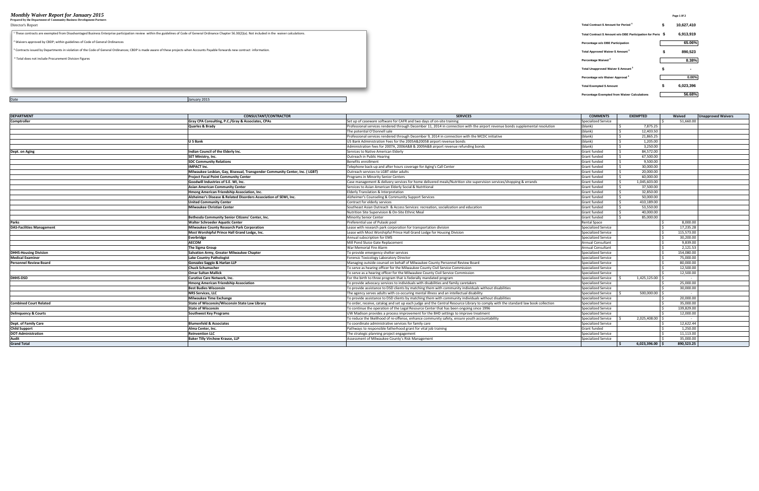# Monthly Waiver Report for January 2015

Prepared by the Department of Community Business Development Partners

Director's Report

[1] These contracts are exempted from Disadvantaged Business Enterprise participation review within the guidelines of Code of General Ordinance Chapter 56.30(2)(a). Not included in the waiver calculations.

[2] Waivers approved by CBDP; within guidelines of Code of General Ordinances

[3] Contracts issued by Departments in violation of the Code of General Ordinances; CBDP is made aware of these projects when Accounts Payable forwards new contract information.

[4] Total does not include Procurement Division Figures

| | | |
|---|---|---|
| Total Contract $ Amount for Period [4] | $ | 10,627,410 |
| Total Contract $ Amount w/o DBE Participation for Period | $ | 6,913,919 |
| Percentage w/o DBE Participation | | 65.06% |
| Total Approved Waiver $ Amount [2] | $ | 890,523 |
| Percentage Waived [2] | | 8.38% |
| Total Unapproved Waiver $ Amount [3] | $ | - |
| Percentage w/o Waiver Approval [3] | | 0.00% |
| Total Exempted $ Amount | $ | 6,023,396 |
| Percentage Exempted from Waiver Calculations | | 56.68% |

Date: January 2015

| DEPARTMENT | CONSULTANT/CONTRACTOR | SERVICES | COMMENTS | EXEMPTED | Waived | Unapproved Waivers |
|---|---|---|---|---|---|---|
| **Comptroller** | **Gray CPA Consulting, P.C./Gray & Associates, CPAs** | Set up of caseware software for CAFR and two days of on-site training | Specialized Service | | $ 51,660.00 | |
| | **Quarles & Brady** | Professional services rendered through December 11, 2014 in connection with the airport revenue bonds supplemental resolution | (blank) | $ 7,875.25 | | |
| | | The potential O'Donnell sale | (blank) | $ 12,403.50 | | |
| | | Professional services rendered through December 9, 2014 in connection with the MCDC initiative | (blank) | $ 21,865.25 | | |
| | **U S Bank** | US Bank Administration Fees for the 2005A&2005B airport revenue bonds | (blank) | $ 1,205.00 | | |
| | | Administration fees for 2007A, 2006A&B & 2009A&B airport revenue refunding bonds | (blank) | $ 3,250.00 | | |
| **Dept. on Aging** | **Indian Council of the Elderly Inc.** | Services to Native American Elderly | Grant funded | $ 84,572.00 | | |
| | **SET Ministry, Inc.** | Outreach in Public Hearing | Grant funded | $ 67,500.00 | | |
| | **SDC Community Relations** | Benefits enrollment | Grant funded | $ 9,500.00 | | |
| | **IMPACT Inc.** | Telephone back-up and after hours coverage for Aging's Call Center | Grant funded | $ 30,000.00 | | |
| | **Milwaukee Lesbian, Gay, Bisexual, Transgender Community Center, Inc. ( LGBT)** | Outreach services to LGBT older adults | Grant funded | $ 20,000.00 | | |
| | **Project Focal Point Community Center** | Programs in Minority Senior Centers | Grant funded | $ 60,000.00 | | |
| | **Goodwill Industries of S.E. WI, Inc.** | Case management & delivery services for home delivered meals/Nutrition site supervision services/shopping & errands | Grant funded | $ 1,045,603.00 | | |
| | **Asian American Community Center** | Services to Asian American Elderly Social & Nutritional | Grant funded | $ 37,500.00 | | |
| | **Hmong American Friendship Association, Inc.** | Elderly Translation & Interpretation | Grant funded | $ 32,850.00 | | |
| | **Alzheimer's Disease & Related Disorders Association of SEWI, Inc.** | Alzheimer's Counseling & Community Support Services | Grant funded | $ 50,000.00 | | |
| | **United Community Center** | Contract for elderly services | Grant funded | $ 410,189.00 | | |
| | **Milwaukee Christian Center** | Southeast Asian Outreach & Access Services: recreation, socialization and education | Grant funded | $ 53,550.00 | | |
| | | Nutrition Site Supervision & On-Site Ethnic Meal | Grant funded | $ 40,000.00 | | |
| | **Bethesda Community Senior Citizens' Center, Inc.** | Minority Senior Center | Grant funded | $ 85,000.00 | | |
| **Parks** | **Walter Schroeder Aquatic Center** | Preferential use of Pulaski pool | Rental Space | | $ 8,000.00 | |
| **DAS-Facilities Management** | **Milwaukee County Research Park Corporation** | Lease with research park corporation for transportation division | Specialized Service | | $ 17,235.28 | |
| | **Most Worshipful Prince Hall Grand Lodge, Inc.** | Lease with Most Worshipful Prince Hall Grand Lodge for Housing Division | Specialized Service | | $ 115,573.00 | |
| | **Everbridge** | Annual subscription for EMS | Specialized Service | | $ 30,200.00 | |
| | **AECOM** | Mill Pond Sluice Gate Replacement | Annual Consultant | | $ 9,839.00 | |
| | **The Sigma Group** | War Memorial Fire Alarm | Annual Consultant | | $ 2,121.53 | |
| **DHHS-Housing Division** | **Salvation Army, Greater Milwaukee Chapter** | To provide emergency shelter services | Specialized Service | | $ 154,080.00 | |
| **Medical Examiner** | **Lake Country Pathologist** | Forensic Toxicology Laboratory Director | Specialized Service | | $ 75,000.00 | |
| **Personnel Review Board** | **Gonzalez Saggio & Harlan LLP** | Managing outside counsel on behalf of Milwaukee County Personnel Review Board | Specialized Service | | $ 80,000.00 | |
| | **Chuck Schumacher** | To serve as hearing officer for the Milwaukee County Civil Service Commission | Specialized Service | | $ 12,500.00 | |
| | **Omar Sultan Mallick** | To serve as a hearing officer for the Milwaukee County Civil Service Commission | Specialized Service | | $ 12,500.00 | |
| **DHHS-DSD** | **Curative Care Network, Inc.** | For the birth to three program that is federally mandated program | Specialized Service | $ 1,425,125.00 | $ - | |
| | **Hmong American Friendship Association** | To provide advocacy services to individuals with disabilities and family caretakers | Specialized Service | | $ 25,000.00 | |
| | **Best Budies Wisconsin** | To provide assistance to DSD clients by matching them with community individuals without disabilities | Specialized Service | | $ 30,000.00 | |
| | **NRS Services, LLC** | The agency serves adults with co-occuring mental illness and an intellectual disability | Specialized Service | $ 500,000.00 | $ - | |
| | **Milwaukee Time Exchange** | To provide assistance to DSD clients by matching them with community individuals without disabilities | Specialized Service | | $ 20,000.00 | |
| **Combined Court Related** | **State of Wisconsin/Wisconsin State Law Library** | To order, receive, catalog and set up each judge and the Central Resource Library to comply with the standard law book collection | Specialized Service | | $ 35,000.00 | |
| | **State of Wisconsin** | To continue the operation of the Legal Resource Center that has been ongoing since 1996 | Specialized Service | | $ 139,829.00 | |
| **Delinquency & Courts** | **Southwest Key Programs** | UW Madison provides a process improvement for the BHD settings to improve treatment | Specialized Service | | $ 12,000.00 | |
| | | To reduce the likelihood of re-offense, enhance community safety, ensure youth accountability | Specialized Service | $ 2,025,408.00 | $ - | |
| **Dept. of Family Care** | **Blumenfeld & Associates** | To coordinate administrative services for family care | Specialized Service | | $ 12,622.44 | |
| **Child Support** | **Alma Center, Inc.** | Pathways to responsible fatherhood grant for vital job training | Grant funded | | $ 1,250.00 | |
| **DOT-Administration** | **Reinvention LLC** | The strategic planning project engagement | Specialized Service | | $ 11,113.00 | |
| **Audit** | **Baker Tilly Virchow Krause, LLP** | Assessment of Milwaukee County's Risk Management | Specialized Service | | $ 35,000.00 | |
| **Grand Total** | | | | $ 6,023,396.00 | $ 890,523.25 | |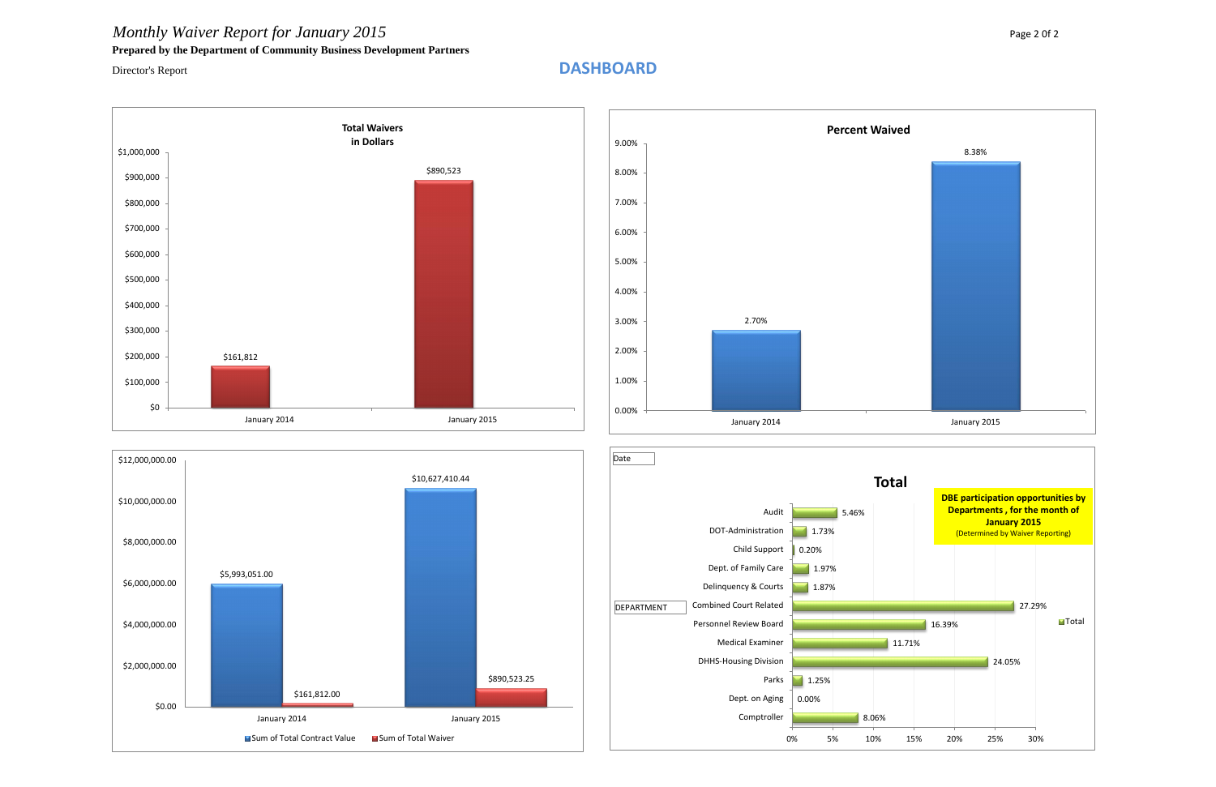*Monthly Waiver Report for January 2015*

**Prepared by the Department of Community Business Development Partners**

Director's Report

## DASHBOARD

**Total Waivers in Dollars**

$1,000,000
$900,000
$800,000
$700,000
$600,000
$500,000
$400,000
$300,000
$200,000
$100,000
$0

$161,812
$890,523

January 2014
January 2015

**Percent Waived**

9.00%
8.00%
7.00%
6.00%
5.00%
4.00%
3.00%
2.00%
1.00%
0.00%

2.70%
8.38%

January 2014
January 2015

$12,000,000.00
$10,000,000.00
$8,000,000.00
$6,000,000.00
$4,000,000.00
$2,000,000.00
$0.00

$5,993,051.00
$161,812.00
$10,627,410.44
$890,523.25

January 2014
January 2015

Sum of Total Contract Value
Sum of Total Waiver

Date

**Total**

**DBE participation opportunities by Departments , for the month of January 2015**
(Determined by Waiver Reporting)

DEPARTMENT

Audit 5.46%
DOT-Administration 1.73%
Child Support 0.20%
Dept. of Family Care 1.97%
Delinquency & Courts 1.87%
Combined Court Related 27.29%
Personnel Review Board 16.39%
Medical Examiner 11.71%
DHHS-Housing Division 24.05%
Parks 1.25%
Dept. on Aging 0.00%
Comptroller 8.06%

0% 5% 10% 15% 20% 25% 30%

Total